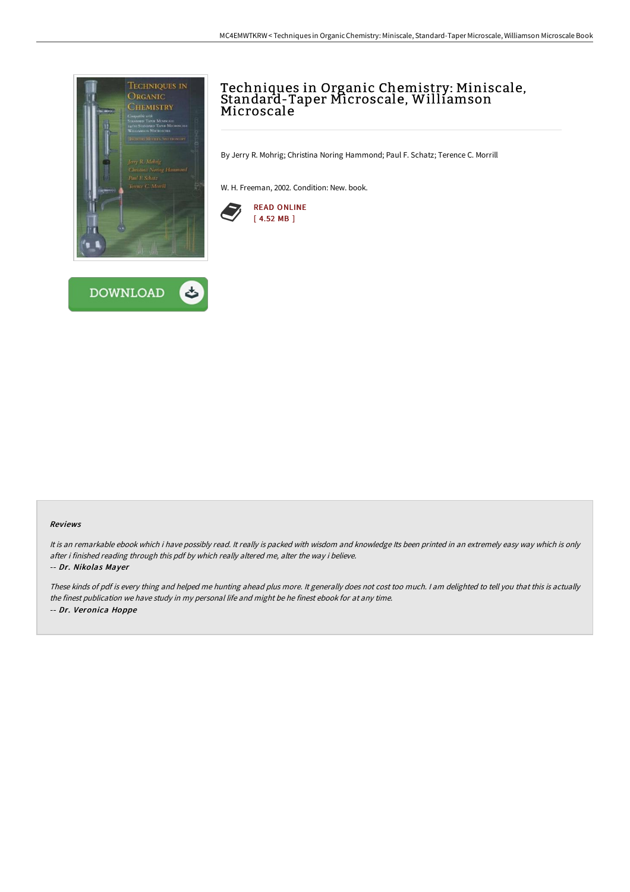# Techniques in Organic Chemistry: Miniscale, Standard-Taper Microscale, Williamson Microscale

By Jerry R. Mohrig; Christina Noring Hammond; Paul F. Schatz; Terence C. Morrill

W. H. Freeman, 2002. Condition: New. book.

READ ONLINE
[ 4.52 MB ]

DOWNLOAD

### Reviews

*It is an remarkable ebook which i have possibly read. It really is packed with wisdom and knowledge Its been printed in an extremely easy way which is only after i finished reading through this pdf by which really altered me, alter the way i believe.*

*-- Dr. Nikolas Mayer*

*These kinds of pdf is every thing and helped me hunting ahead plus more. It generally does not cost too much. I am delighted to tell you that this is actually the finest publication we have study in my personal life and might be he finest ebook for at any time.*

*-- Dr. Veronica Hoppe*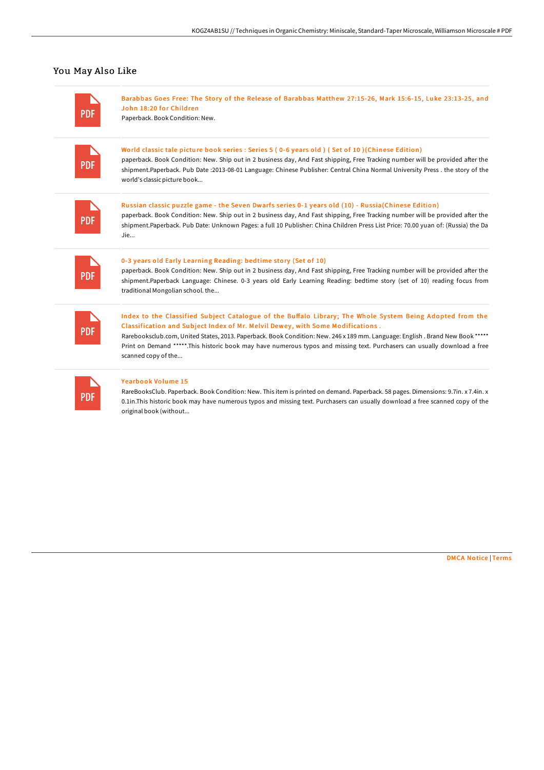## You May Also Like

**Barabbas Goes Free: The Story of the Release of Barabbas Matthew 27:15-26, Mark 15:6-15, Luke 23:13-25, and John 18:20 for Children**

Paperback. Book Condition: New.

**World classic tale picture book series : Series 5 ( 0-6 years old ) ( Set of 10 )(Chinese Edition)**

paperback. Book Condition: New. Ship out in 2 business day, And Fast shipping, Free Tracking number will be provided after the shipment.Paperback. Pub Date :2013-08-01 Language: Chinese Publisher: Central China Normal University Press . the story of the world's classic picture book...

**Russian classic puzzle game - the Seven Dwarfs series 0-1 years old (10) - Russia(Chinese Edition)**

paperback. Book Condition: New. Ship out in 2 business day, And Fast shipping, Free Tracking number will be provided after the shipment.Paperback. Pub Date: Unknown Pages: a full 10 Publisher: China Children Press List Price: 70.00 yuan of: (Russia) the Da Jie...

**0-3 years old Early Learning Reading: bedtime story (Set of 10)**

paperback. Book Condition: New. Ship out in 2 business day, And Fast shipping, Free Tracking number will be provided after the shipment.Paperback Language: Chinese. 0-3 years old Early Learning Reading: bedtime story (set of 10) reading focus from traditional Mongolian school. the...

**Index to the Classified Subject Catalogue of the Buffalo Library; The Whole System Being Adopted from the Classification and Subject Index of Mr. Melvil Dewey, with Some Modifications .**

Rarebooksclub.com, United States, 2013. Paperback. Book Condition: New. 246 x 189 mm. Language: English . Brand New Book ***** Print on Demand *****.This historic book may have numerous typos and missing text. Purchasers can usually download a free scanned copy of the...

**Yearbook Volume 15**

RareBooksClub. Paperback. Book Condition: New. This item is printed on demand. Paperback. 58 pages. Dimensions: 9.7in. x 7.4in. x 0.1in.This historic book may have numerous typos and missing text. Purchasers can usually download a free scanned copy of the original book (without...